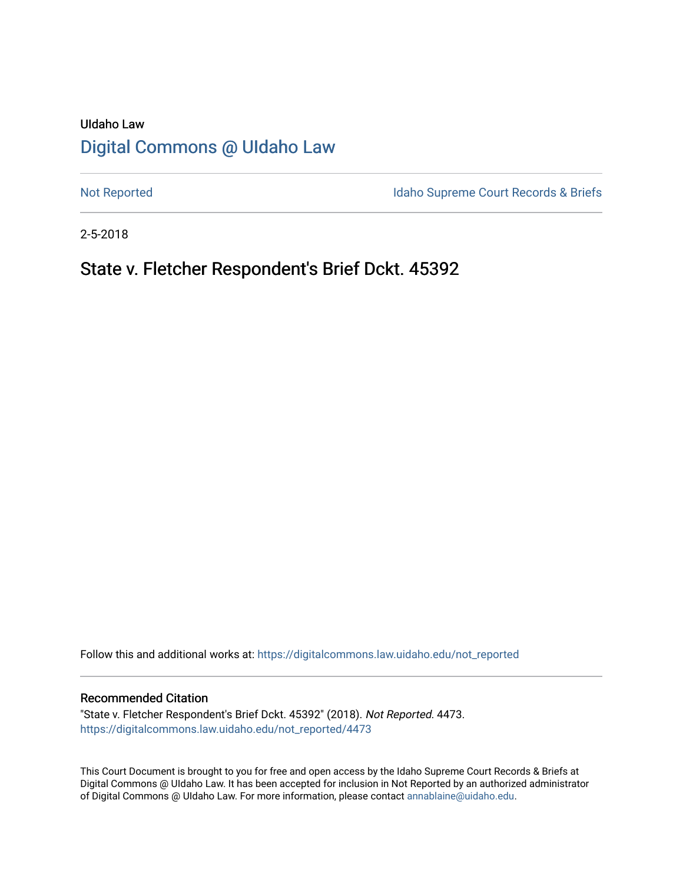UIdaho Law

# Digital Commons @ UIdaho Law

Not Reported | Idaho Supreme Court Records & Briefs

2-5-2018

## State v. Fletcher Respondent's Brief Dckt. 45392

Follow this and additional works at: https://digitalcommons.law.uidaho.edu/not_reported

### Recommended Citation

"State v. Fletcher Respondent's Brief Dckt. 45392" (2018). *Not Reported*. 4473.
https://digitalcommons.law.uidaho.edu/not_reported/4473

This Court Document is brought to you for free and open access by the Idaho Supreme Court Records & Briefs at Digital Commons @ UIdaho Law. It has been accepted for inclusion in Not Reported by an authorized administrator of Digital Commons @ UIdaho Law. For more information, please contact annablaine@uidaho.edu.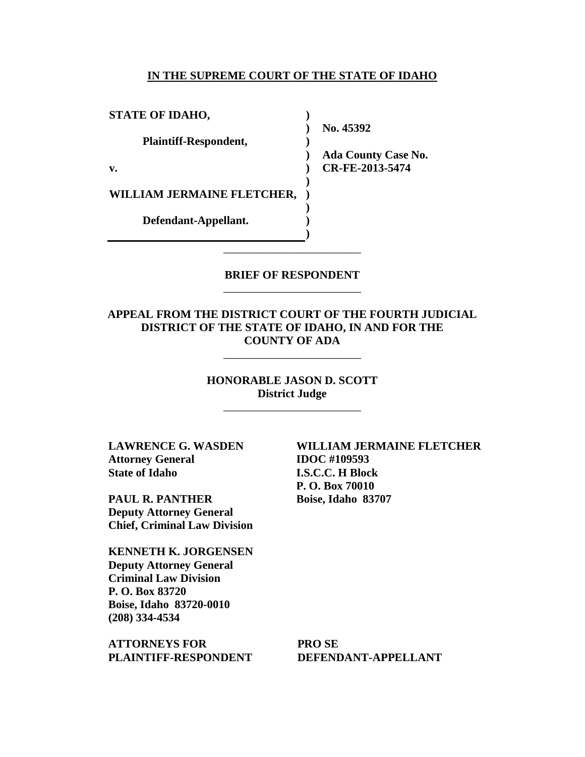**IN THE SUPREME COURT OF THE STATE OF IDAHO**

| | | |
|---|---|---|
| **STATE OF IDAHO,** | ) | |
| | ) | **No. 45392** |
| **Plaintiff-Respondent,** | ) | |
| | ) | **Ada County Case No.** |
| **v.** | ) | **CR-FE-2013-5474** |
| | ) | |
| **WILLIAM JERMAINE FLETCHER,** | ) | |
| | ) | |
| **Defendant-Appellant.** | ) | |
| | ) | |

---

**BRIEF OF RESPONDENT**

---

**APPEAL FROM THE DISTRICT COURT OF THE FOURTH JUDICIAL DISTRICT OF THE STATE OF IDAHO, IN AND FOR THE COUNTY OF ADA**

---

**HONORABLE JASON D. SCOTT**
**District Judge**

---

**LAWRENCE G. WASDEN**
**Attorney General**
**State of Idaho**

**PAUL R. PANTHER**
**Deputy Attorney General**
**Chief, Criminal Law Division**

**KENNETH K. JORGENSEN**
**Deputy Attorney General**
**Criminal Law Division**
**P. O. Box 83720**
**Boise, Idaho 83720-0010**
**(208) 334-4534**

**ATTORNEYS FOR**
**PLAINTIFF-RESPONDENT**

**WILLIAM JERMAINE FLETCHER**
**IDOC #109593**
**I.S.C.C. H Block**
**P. O. Box 70010**
**Boise, Idaho 83707**

**PRO SE**
**DEFENDANT-APPELLANT**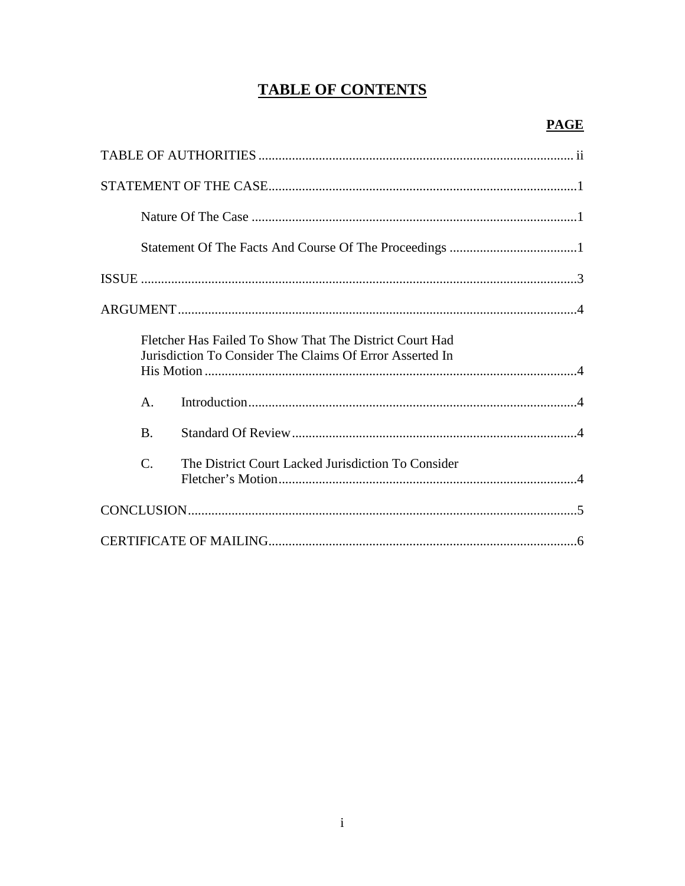# TABLE OF CONTENTS

**PAGE**

TABLE OF AUTHORITIES ........................................................................................... ii

STATEMENT OF THE CASE.........................................................................................1

Nature Of The Case ...............................................................................................1

Statement Of The Facts And Course Of The Proceedings .....................................1

ISSUE ...............................................................................................................................3

ARGUMENT....................................................................................................................4

Fletcher Has Failed To Show That The District Court Had Jurisdiction To Consider The Claims Of Error Asserted In His Motion ............................................................................................4

A. Introduction...............................................................................................4

B. Standard Of Review..................................................................................4

C. The District Court Lacked Jurisdiction To Consider Fletcher's Motion.....................................................................................4

CONCLUSION.................................................................................................................5

CERTIFICATE OF MAILING.........................................................................................6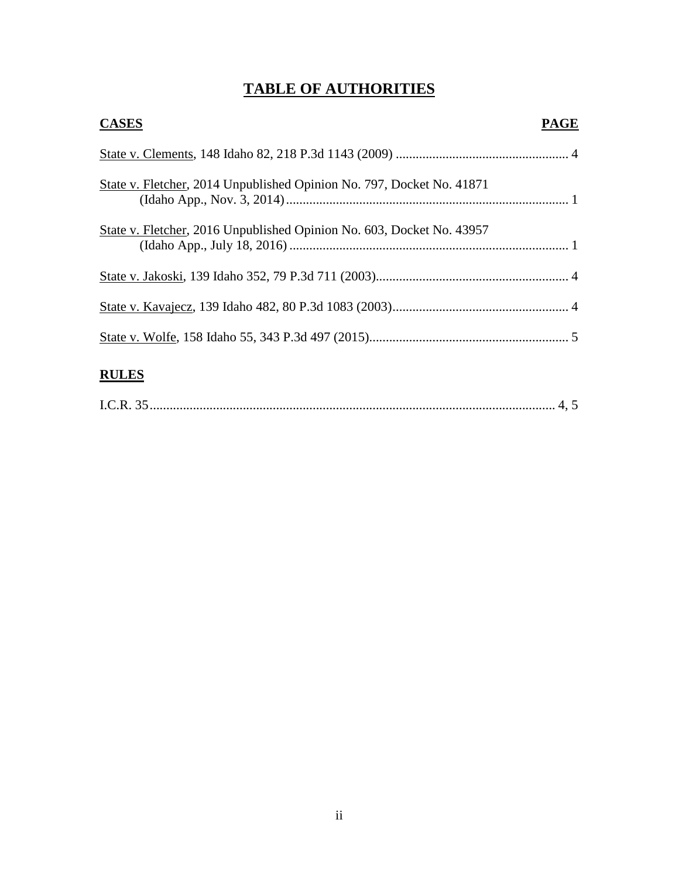# TABLE OF AUTHORITIES

| CASES | PAGE |
|---|---|
| State v. Clements, 148 Idaho 82, 218 P.3d 1143 (2009) | 4 |
| State v. Fletcher, 2014 Unpublished Opinion No. 797, Docket No. 41871 (Idaho App., Nov. 3, 2014) | 1 |
| State v. Fletcher, 2016 Unpublished Opinion No. 603, Docket No. 43957 (Idaho App., July 18, 2016) | 1 |
| State v. Jakoski, 139 Idaho 352, 79 P.3d 711 (2003) | 4 |
| State v. Kavajecz, 139 Idaho 482, 80 P.3d 1083 (2003) | 4 |
| State v. Wolfe, 158 Idaho 55, 343 P.3d 497 (2015) | 5 |

| RULES | |
|---|---|
| I.C.R. 35 | 4, 5 |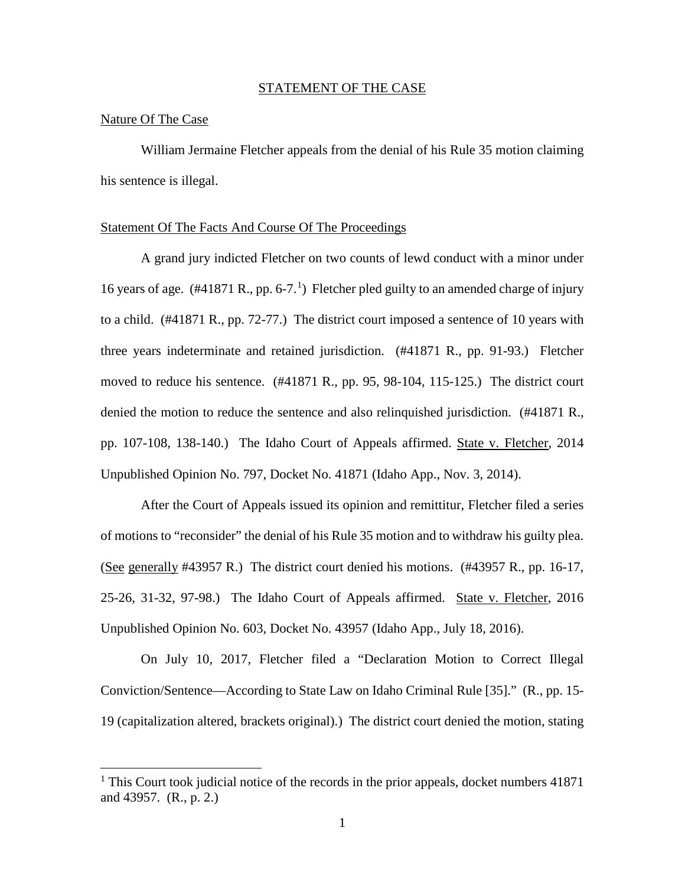## STATEMENT OF THE CASE

### Nature Of The Case

William Jermaine Fletcher appeals from the denial of his Rule 35 motion claiming his sentence is illegal.

### Statement Of The Facts And Course Of The Proceedings

A grand jury indicted Fletcher on two counts of lewd conduct with a minor under 16 years of age. (#41871 R., pp. 6-7.[1]) Fletcher pled guilty to an amended charge of injury to a child. (#41871 R., pp. 72-77.) The district court imposed a sentence of 10 years with three years indeterminate and retained jurisdiction. (#41871 R., pp. 91-93.) Fletcher moved to reduce his sentence. (#41871 R., pp. 95, 98-104, 115-125.) The district court denied the motion to reduce the sentence and also relinquished jurisdiction. (#41871 R., pp. 107-108, 138-140.) The Idaho Court of Appeals affirmed. State v. Fletcher, 2014 Unpublished Opinion No. 797, Docket No. 41871 (Idaho App., Nov. 3, 2014).

After the Court of Appeals issued its opinion and remittitur, Fletcher filed a series of motions to "reconsider" the denial of his Rule 35 motion and to withdraw his guilty plea. (See generally #43957 R.) The district court denied his motions. (#43957 R., pp. 16-17, 25-26, 31-32, 97-98.) The Idaho Court of Appeals affirmed. State v. Fletcher, 2016 Unpublished Opinion No. 603, Docket No. 43957 (Idaho App., July 18, 2016).

On July 10, 2017, Fletcher filed a "Declaration Motion to Correct Illegal Conviction/Sentence—According to State Law on Idaho Criminal Rule [35]." (R., pp. 15-19 (capitalization altered, brackets original).) The district court denied the motion, stating

---

[1] This Court took judicial notice of the records in the prior appeals, docket numbers 41871 and 43957. (R., p. 2.)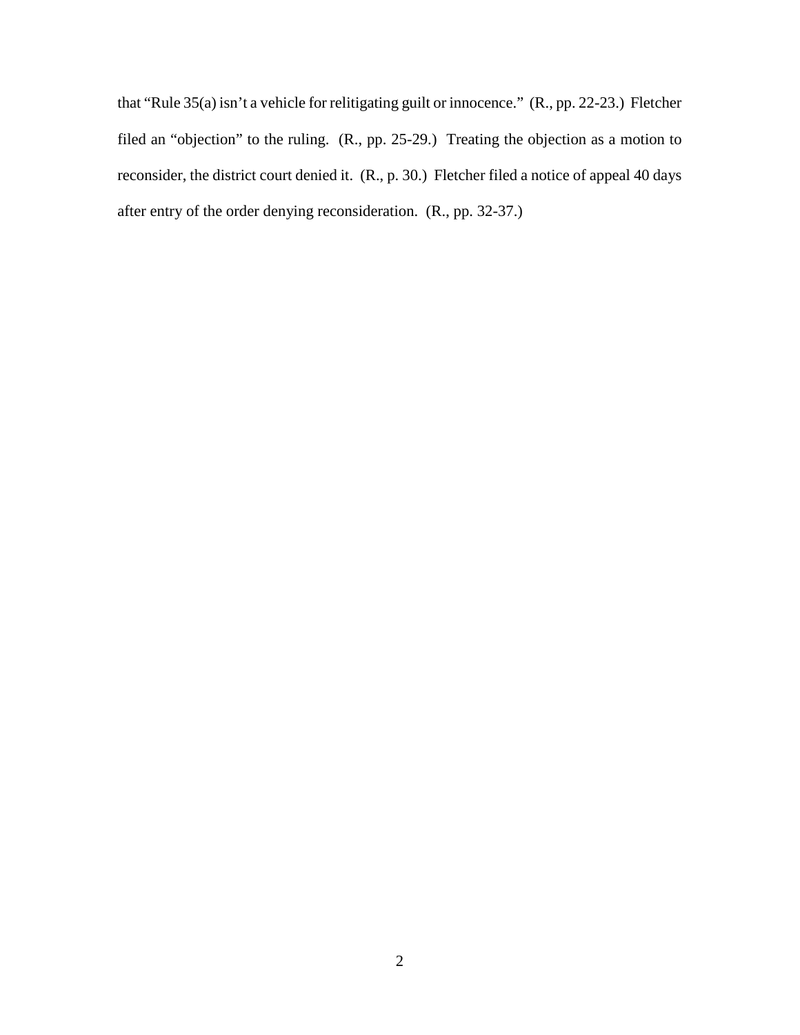that "Rule 35(a) isn't a vehicle for relitigating guilt or innocence." (R., pp. 22-23.) Fletcher filed an "objection" to the ruling. (R., pp. 25-29.) Treating the objection as a motion to reconsider, the district court denied it. (R., p. 30.) Fletcher filed a notice of appeal 40 days after entry of the order denying reconsideration. (R., pp. 32-37.)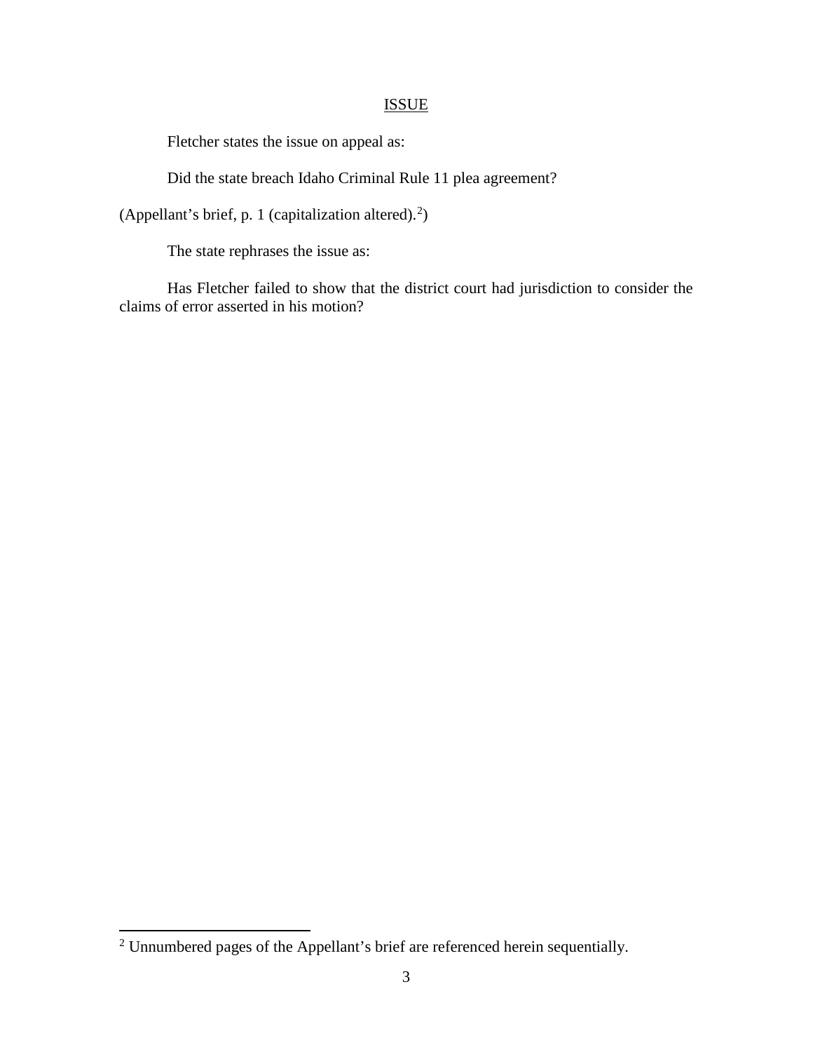## ISSUE

Fletcher states the issue on appeal as:

Did the state breach Idaho Criminal Rule 11 plea agreement?

(Appellant's brief, p. 1 (capitalization altered).[2])

The state rephrases the issue as:

Has Fletcher failed to show that the district court had jurisdiction to consider the claims of error asserted in his motion?

[2] Unnumbered pages of the Appellant's brief are referenced herein sequentially.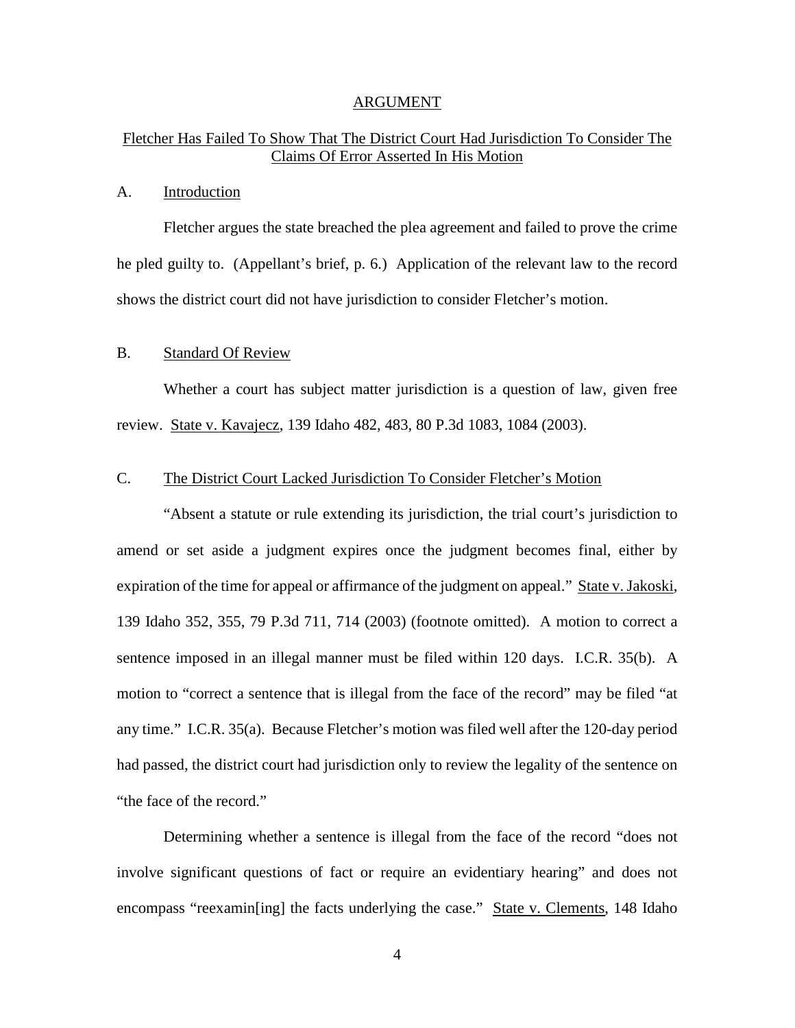## ARGUMENT

### Fletcher Has Failed To Show That The District Court Had Jurisdiction To Consider The Claims Of Error Asserted In His Motion

#### A. Introduction

Fletcher argues the state breached the plea agreement and failed to prove the crime he pled guilty to. (Appellant's brief, p. 6.) Application of the relevant law to the record shows the district court did not have jurisdiction to consider Fletcher's motion.

#### B. Standard Of Review

Whether a court has subject matter jurisdiction is a question of law, given free review. State v. Kavajecz, 139 Idaho 482, 483, 80 P.3d 1083, 1084 (2003).

#### C. The District Court Lacked Jurisdiction To Consider Fletcher's Motion

"Absent a statute or rule extending its jurisdiction, the trial court's jurisdiction to amend or set aside a judgment expires once the judgment becomes final, either by expiration of the time for appeal or affirmance of the judgment on appeal." State v. Jakoski, 139 Idaho 352, 355, 79 P.3d 711, 714 (2003) (footnote omitted). A motion to correct a sentence imposed in an illegal manner must be filed within 120 days. I.C.R. 35(b). A motion to "correct a sentence that is illegal from the face of the record" may be filed "at any time." I.C.R. 35(a). Because Fletcher's motion was filed well after the 120-day period had passed, the district court had jurisdiction only to review the legality of the sentence on "the face of the record."

Determining whether a sentence is illegal from the face of the record "does not involve significant questions of fact or require an evidentiary hearing" and does not encompass "reexamin[ing] the facts underlying the case." State v. Clements, 148 Idaho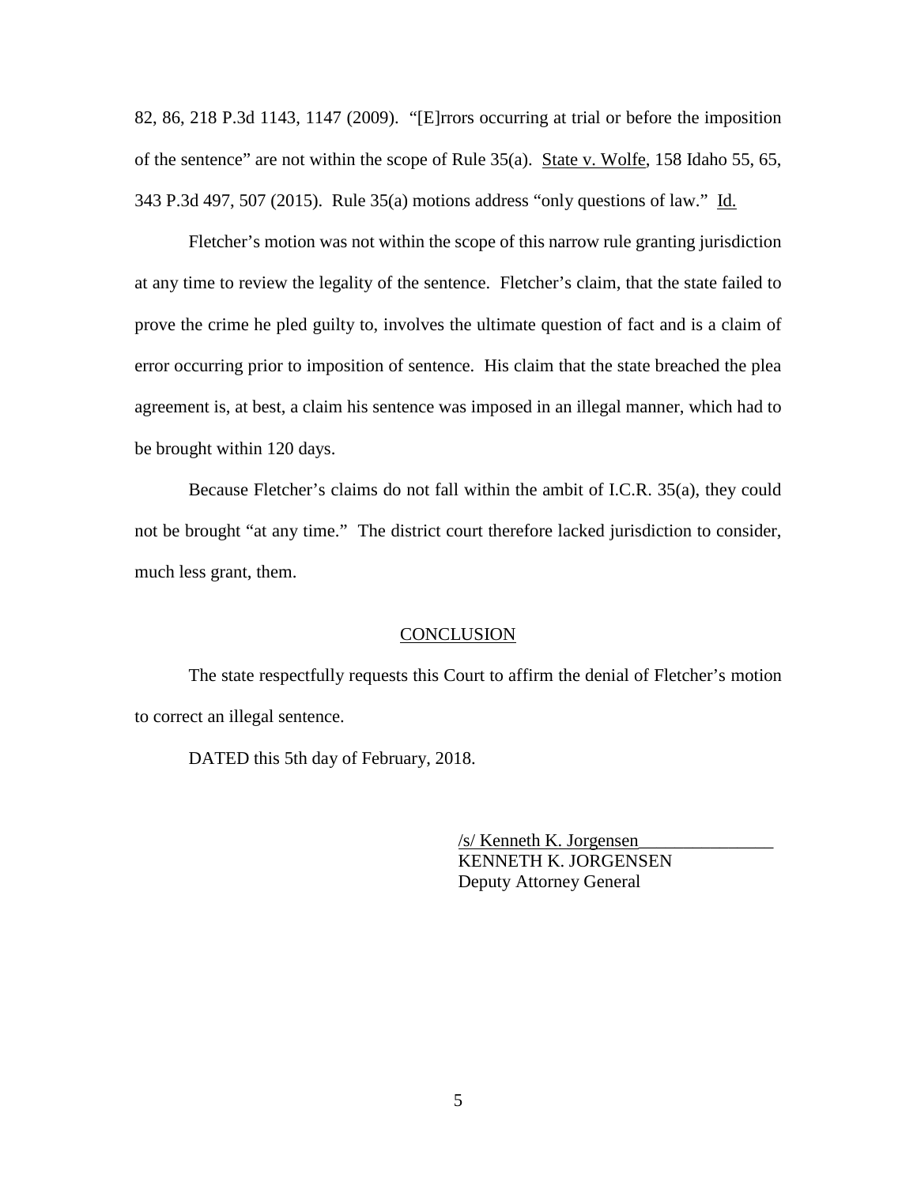82, 86, 218 P.3d 1143, 1147 (2009). "[E]rrors occurring at trial or before the imposition of the sentence" are not within the scope of Rule 35(a). State v. Wolfe, 158 Idaho 55, 65, 343 P.3d 497, 507 (2015). Rule 35(a) motions address "only questions of law." Id.

Fletcher's motion was not within the scope of this narrow rule granting jurisdiction at any time to review the legality of the sentence. Fletcher's claim, that the state failed to prove the crime he pled guilty to, involves the ultimate question of fact and is a claim of error occurring prior to imposition of sentence. His claim that the state breached the plea agreement is, at best, a claim his sentence was imposed in an illegal manner, which had to be brought within 120 days.

Because Fletcher's claims do not fall within the ambit of I.C.R. 35(a), they could not be brought "at any time." The district court therefore lacked jurisdiction to consider, much less grant, them.

## CONCLUSION

The state respectfully requests this Court to affirm the denial of Fletcher's motion to correct an illegal sentence.

DATED this 5th day of February, 2018.

/s/ Kenneth K. Jorgensen
KENNETH K. JORGENSEN
Deputy Attorney General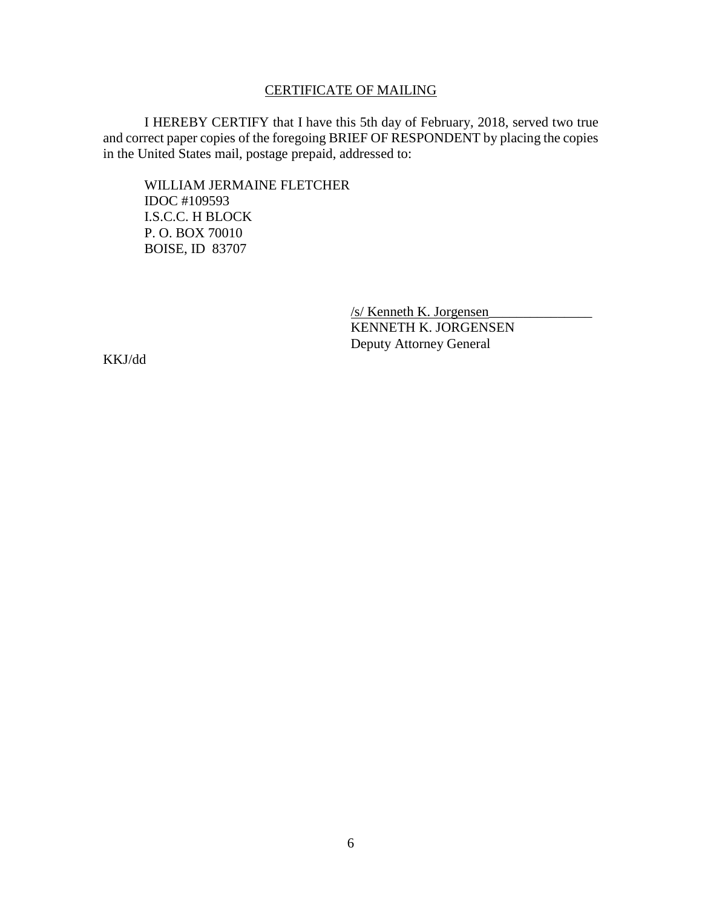## CERTIFICATE OF MAILING

I HEREBY CERTIFY that I have this 5th day of February, 2018, served two true and correct paper copies of the foregoing BRIEF OF RESPONDENT by placing the copies in the United States mail, postage prepaid, addressed to:

WILLIAM JERMAINE FLETCHER
IDOC #109593
I.S.C.C. H BLOCK
P. O. BOX 70010
BOISE, ID 83707

/s/ Kenneth K. Jorgensen
KENNETH K. JORGENSEN
Deputy Attorney General

KKJ/dd